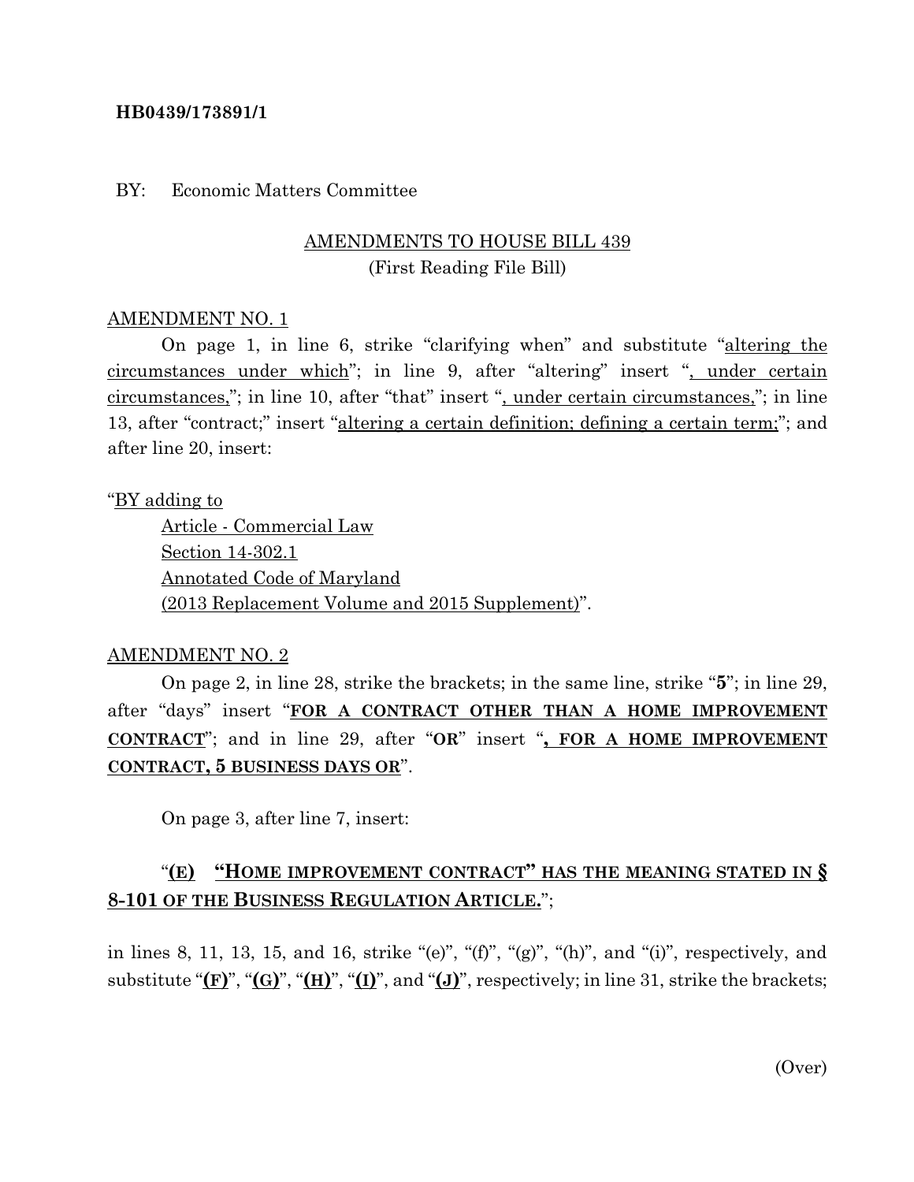**HB0439/173891/1**

BY: Economic Matters Committee

AMENDMENTS TO HOUSE BILL 439
(First Reading File Bill)

AMENDMENT NO. 1

On page 1, in line 6, strike "clarifying when" and substitute "altering the circumstances under which"; in line 9, after "altering" insert ", under certain circumstances,"; in line 10, after "that" insert ", under certain circumstances,"; in line 13, after "contract;" insert "altering a certain definition; defining a certain term;"; and after line 20, insert:

"BY adding to
 Article - Commercial Law
 Section 14-302.1
 Annotated Code of Maryland
 (2013 Replacement Volume and 2015 Supplement)".

AMENDMENT NO. 2

On page 2, in line 28, strike the brackets; in the same line, strike "**5**"; in line 29, after "days" insert "**FOR A CONTRACT OTHER THAN A HOME IMPROVEMENT CONTRACT**"; and in line 29, after "**OR**" insert "**, FOR A HOME IMPROVEMENT CONTRACT, 5 BUSINESS DAYS OR**".

On page 3, after line 7, insert:

"**(E) "HOME IMPROVEMENT CONTRACT" HAS THE MEANING STATED IN § 8-101 OF THE BUSINESS REGULATION ARTICLE.**";

in lines 8, 11, 13, 15, and 16, strike "(e)", "(f)", "(g)", "(h)", and "(i)", respectively, and substitute "**(F)**", "**(G)**", "**(H)**", "**(I)**", and "**(J)**", respectively; in line 31, strike the brackets;

(Over)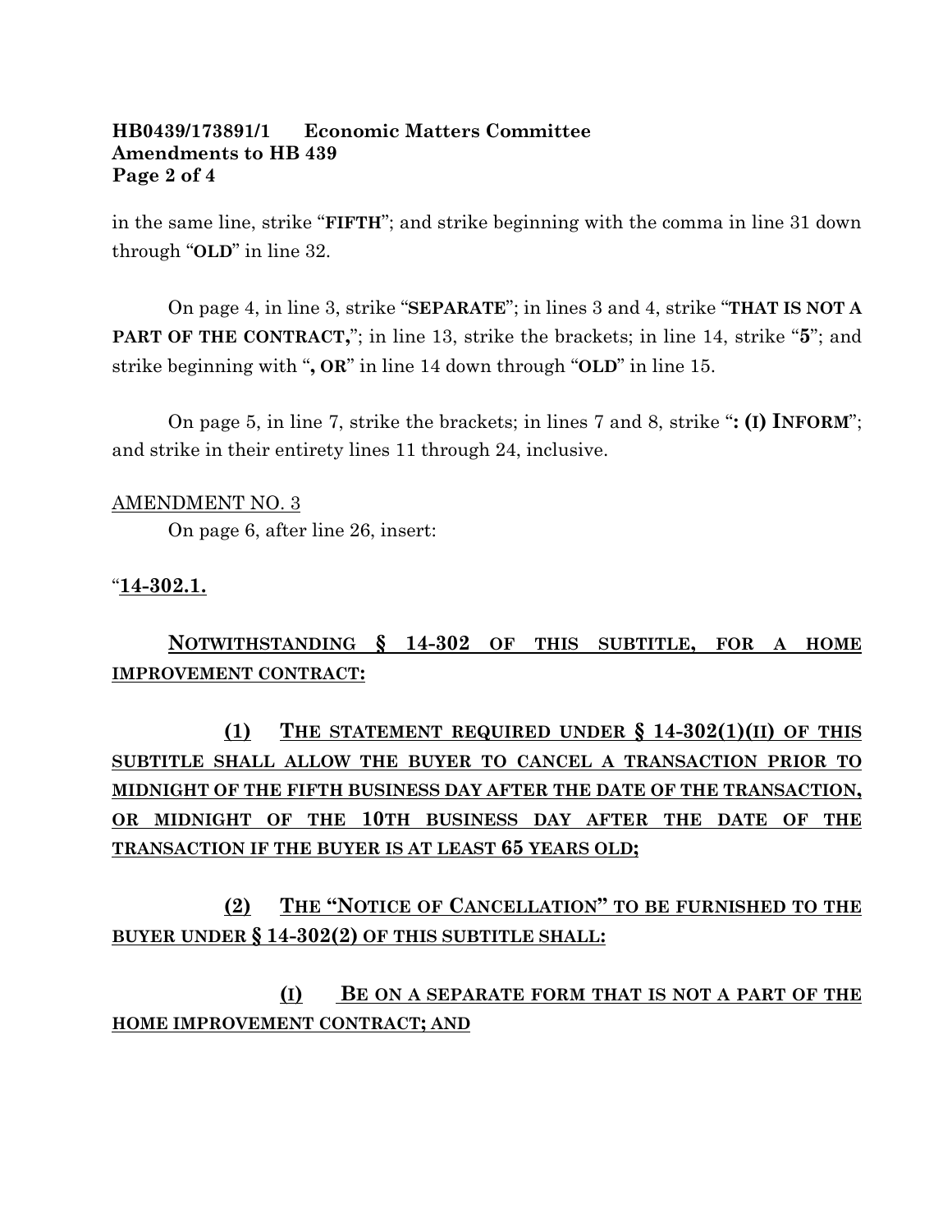in the same line, strike "**FIFTH**"; and strike beginning with the comma in line 31 down through "**OLD**" in line 32.

On page 4, in line 3, strike "**SEPARATE**"; in lines 3 and 4, strike "**THAT IS NOT A PART OF THE CONTRACT,**"; in line 13, strike the brackets; in line 14, strike "**5**"; and strike beginning with "**, OR**" in line 14 down through "**OLD**" in line 15.

On page 5, in line 7, strike the brackets; in lines 7 and 8, strike "**: (I) INFORM**"; and strike in their entirety lines 11 through 24, inclusive.

AMENDMENT NO. 3

On page 6, after line 26, insert:

"**14-302.1.**

**NOTWITHSTANDING § 14-302 OF THIS SUBTITLE, FOR A HOME IMPROVEMENT CONTRACT:**

**(1) THE STATEMENT REQUIRED UNDER § 14-302(1)(II) OF THIS SUBTITLE SHALL ALLOW THE BUYER TO CANCEL A TRANSACTION PRIOR TO MIDNIGHT OF THE FIFTH BUSINESS DAY AFTER THE DATE OF THE TRANSACTION, OR MIDNIGHT OF THE 10TH BUSINESS DAY AFTER THE DATE OF THE TRANSACTION IF THE BUYER IS AT LEAST 65 YEARS OLD;**

**(2) THE "NOTICE OF CANCELLATION" TO BE FURNISHED TO THE BUYER UNDER § 14-302(2) OF THIS SUBTITLE SHALL:**

**(I) BE ON A SEPARATE FORM THAT IS NOT A PART OF THE HOME IMPROVEMENT CONTRACT; AND**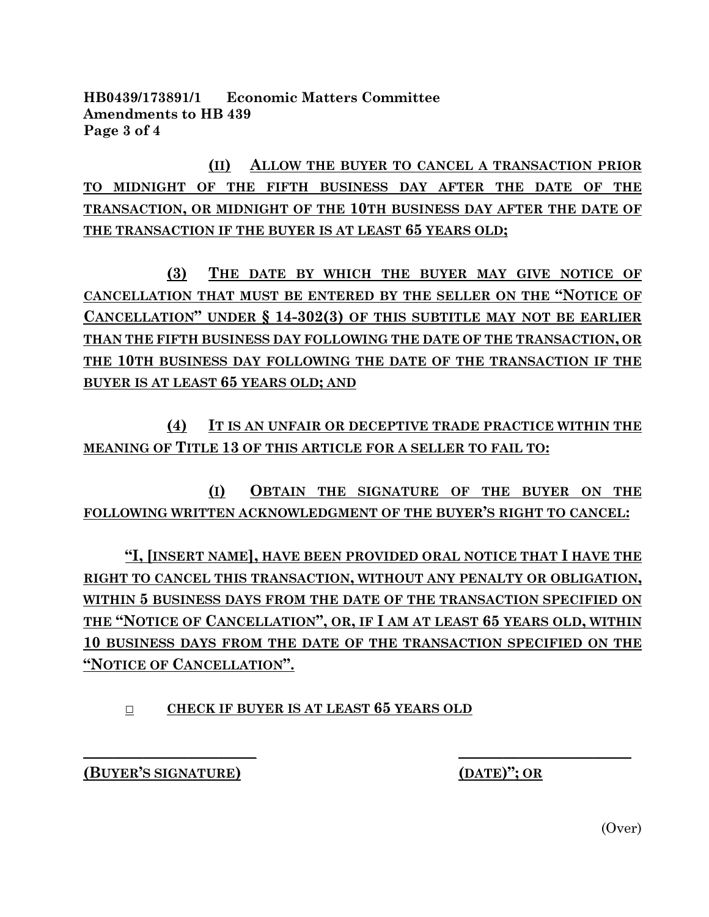(II) ALLOW THE BUYER TO CANCEL A TRANSACTION PRIOR TO MIDNIGHT OF THE FIFTH BUSINESS DAY AFTER THE DATE OF THE TRANSACTION, OR MIDNIGHT OF THE 10TH BUSINESS DAY AFTER THE DATE OF THE TRANSACTION IF THE BUYER IS AT LEAST 65 YEARS OLD;

(3) THE DATE BY WHICH THE BUYER MAY GIVE NOTICE OF CANCELLATION THAT MUST BE ENTERED BY THE SELLER ON THE "NOTICE OF CANCELLATION" UNDER § 14-302(3) OF THIS SUBTITLE MAY NOT BE EARLIER THAN THE FIFTH BUSINESS DAY FOLLOWING THE DATE OF THE TRANSACTION, OR THE 10TH BUSINESS DAY FOLLOWING THE DATE OF THE TRANSACTION IF THE BUYER IS AT LEAST 65 YEARS OLD; AND

(4) IT IS AN UNFAIR OR DECEPTIVE TRADE PRACTICE WITHIN THE MEANING OF TITLE 13 OF THIS ARTICLE FOR A SELLER TO FAIL TO:

(I) OBTAIN THE SIGNATURE OF THE BUYER ON THE FOLLOWING WRITTEN ACKNOWLEDGMENT OF THE BUYER'S RIGHT TO CANCEL:

"I, [INSERT NAME], HAVE BEEN PROVIDED ORAL NOTICE THAT I HAVE THE RIGHT TO CANCEL THIS TRANSACTION, WITHOUT ANY PENALTY OR OBLIGATION, WITHIN 5 BUSINESS DAYS FROM THE DATE OF THE TRANSACTION SPECIFIED ON THE "NOTICE OF CANCELLATION", OR, IF I AM AT LEAST 65 YEARS OLD, WITHIN 10 BUSINESS DAYS FROM THE DATE OF THE TRANSACTION SPECIFIED ON THE "NOTICE OF CANCELLATION".

□ CHECK IF BUYER IS AT LEAST 65 YEARS OLD

\_\_\_\_\_\_\_\_\_\_\_\_\_\_\_\_\_\_\_\_\_\_\_\_ \_\_\_\_\_\_\_\_\_\_\_\_\_\_\_\_\_\_\_\_\_\_\_\_

(BUYER'S SIGNATURE) (DATE)"; OR

(Over)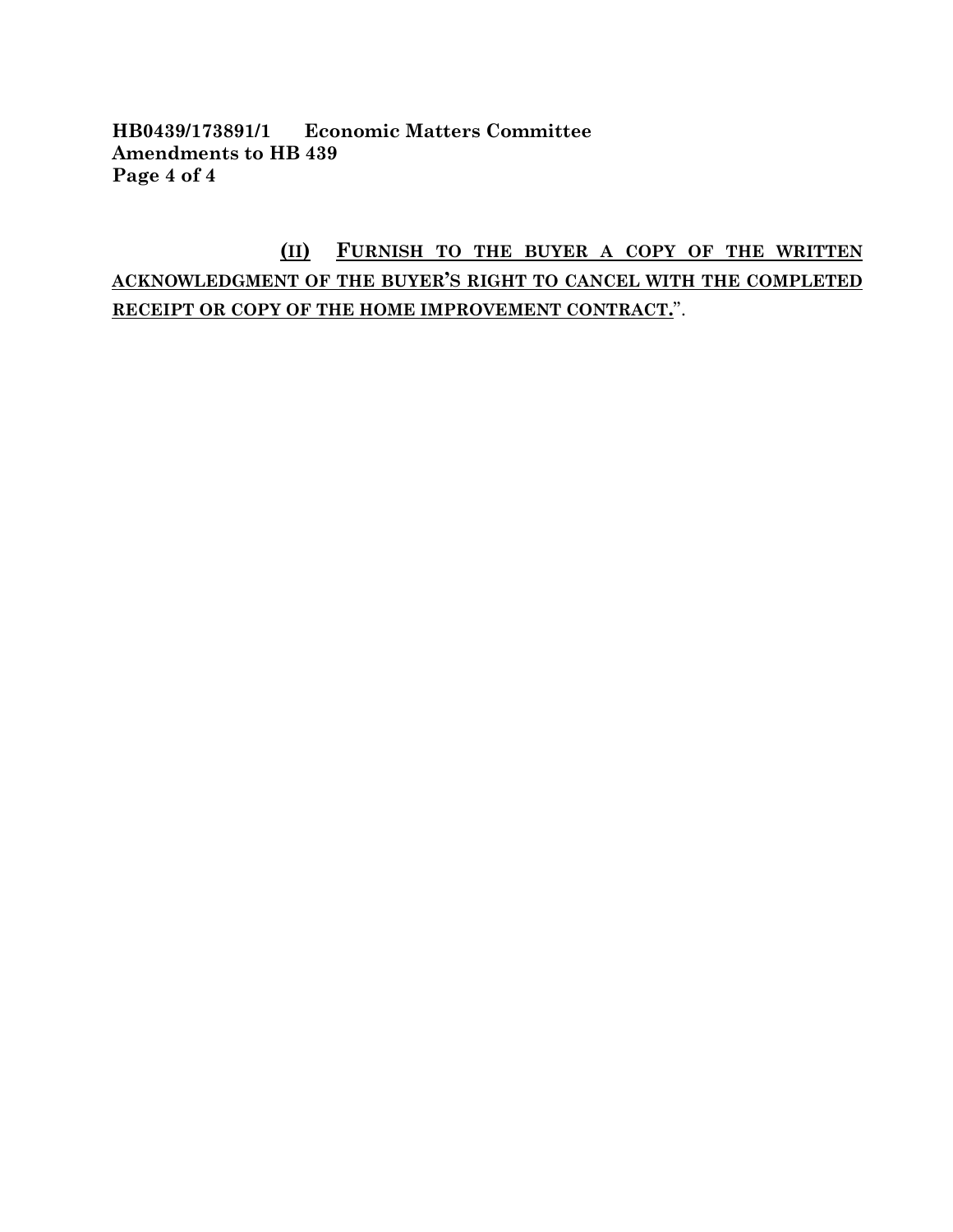**HB0439/173891/1 Economic Matters Committee**
**Amendments to HB 439**

(II) FURNISH TO THE BUYER A COPY OF THE WRITTEN ACKNOWLEDGMENT OF THE BUYER'S RIGHT TO CANCEL WITH THE COMPLETED RECEIPT OR COPY OF THE HOME IMPROVEMENT CONTRACT.".